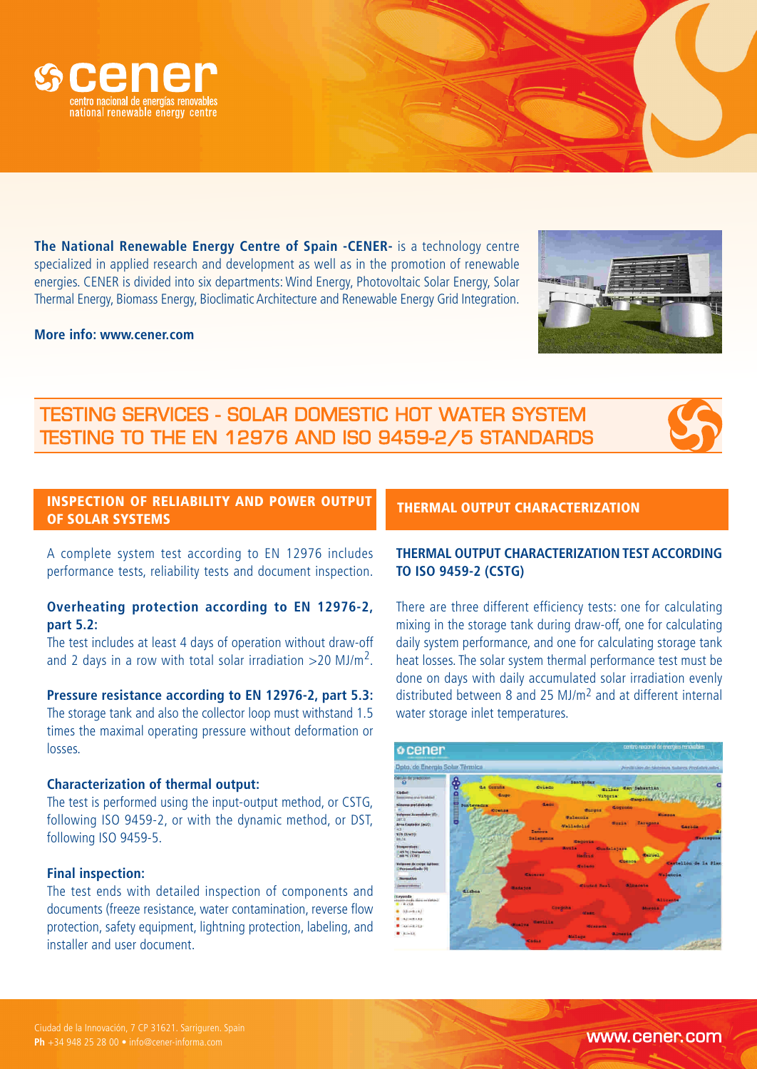# cener

centro nacional de energías renovables
national renewable energy centre

**The National Renewable Energy Centre of Spain -CENER-** is a technology centre specialized in applied research and development as well as in the promotion of renewable energies. CENER is divided into six departments: Wind Energy, Photovoltaic Solar Energy, Solar Thermal Energy, Biomass Energy, Bioclimatic Architecture and Renewable Energy Grid Integration.

**More info: www.cener.com**

## TESTING SERVICES - SOLAR DOMESTIC HOT WATER SYSTEM TESTING TO THE EN 12976 AND ISO 9459-2/5 STANDARDS

### INSPECTION OF RELIABILITY AND POWER OUTPUT OF SOLAR SYSTEMS

A complete system test according to EN 12976 includes performance tests, reliability tests and document inspection.

**Overheating protection according to EN 12976-2, part 5.2:**
The test includes at least 4 days of operation without draw-off and 2 days in a row with total solar irradiation >20 MJ/m$^2$.

**Pressure resistance according to EN 12976-2, part 5.3:**
The storage tank and also the collector loop must withstand 1.5 times the maximal operating pressure without deformation or losses.

**Characterization of thermal output:**
The test is performed using the input-output method, or CSTG, following ISO 9459-2, or with the dynamic method, or DST, following ISO 9459-5.

**Final inspection:**
The test ends with detailed inspection of components and documents (freeze resistance, water contamination, reverse flow protection, safety equipment, lightning protection, labeling, and installer and user document.

### THERMAL OUTPUT CHARACTERIZATION

**THERMAL OUTPUT CHARACTERIZATION TEST ACCORDING TO ISO 9459-2 (CSTG)**

There are three different efficiency tests: one for calculating mixing in the storage tank during draw-off, one for calculating daily system performance, and one for calculating storage tank heat losses. The solar system thermal performance test must be done on days with daily accumulated solar irradiation evenly distributed between 8 and 25 MJ/m$^2$ and at different internal water storage inlet temperatures.

Ciudad de la Innovación, 7 CP 31621. Sarriguren. Spain
**Ph** +34 948 25 28 00 • info@cener-informa.com

www.cener.com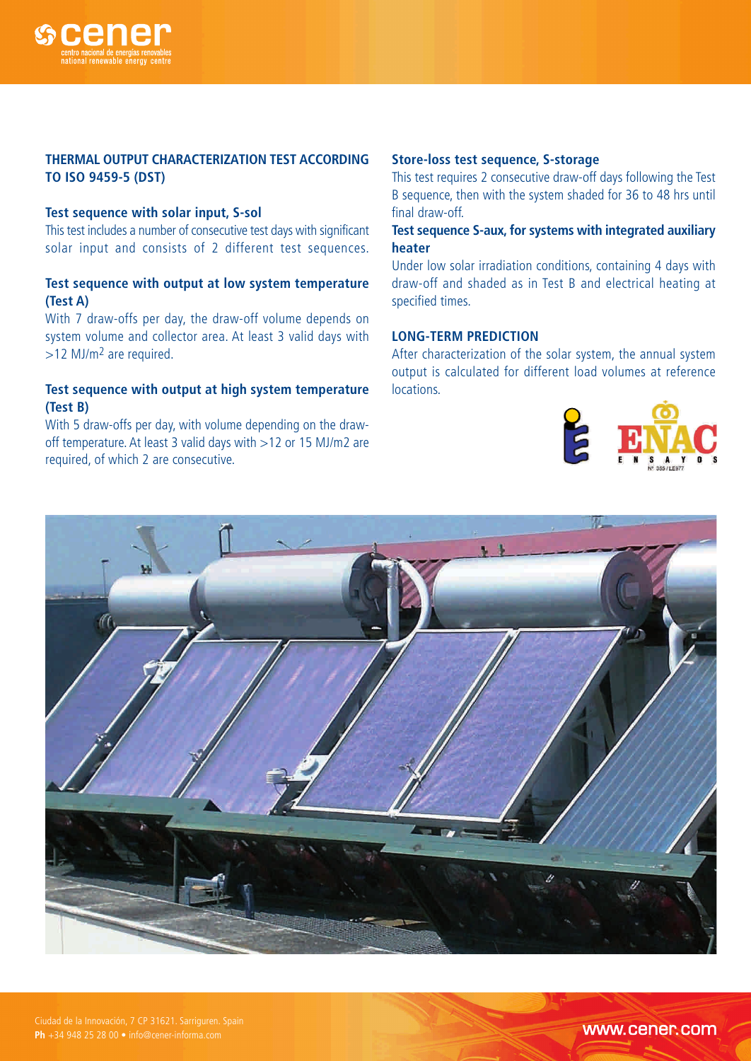## THERMAL OUTPUT CHARACTERIZATION TEST ACCORDING TO ISO 9459-5 (DST)

### Test sequence with solar input, S-sol

This test includes a number of consecutive test days with significant solar input and consists of 2 different test sequences.

### Test sequence with output at low system temperature (Test A)

With 7 draw-offs per day, the draw-off volume depends on system volume and collector area. At least 3 valid days with >12 MJ/m$^2$ are required.

### Test sequence with output at high system temperature (Test B)

With 5 draw-offs per day, with volume depending on the draw-off temperature. At least 3 valid days with >12 or 15 MJ/m2 are required, of which 2 are consecutive.

### Store-loss test sequence, S-storage

This test requires 2 consecutive draw-off days following the Test B sequence, then with the system shaded for 36 to 48 hrs until final draw-off.

### Test sequence S-aux, for systems with integrated auxiliary heater

Under low solar irradiation conditions, containing 4 days with draw-off and shaded as in Test B and electrical heating at specified times.

## LONG-TERM PREDICTION

After characterization of the solar system, the annual system output is calculated for different load volumes at reference locations.

ENAC ENSAYOS Nº 355/LE977

Ciudad de la Innovación, 7 CP 31621. Sarriguren. Spain
**Ph** +34 948 25 28 00 • info@cener-informa.com

www.cener.com